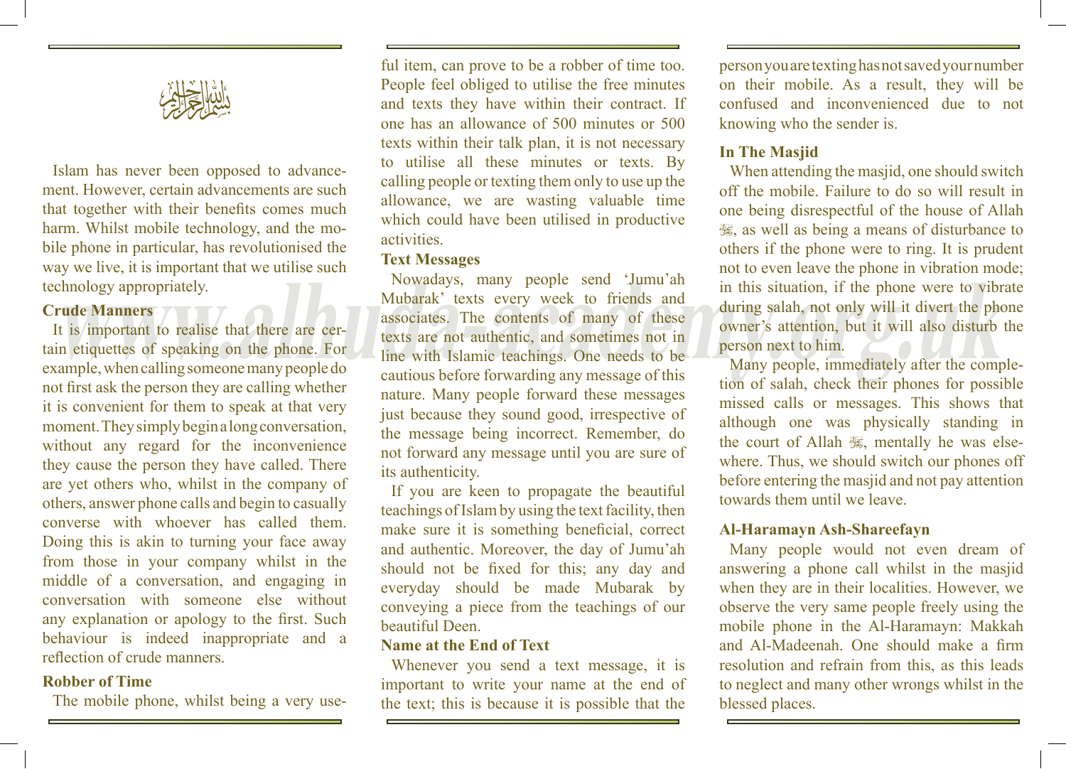بسم الله الرحمن الرحيم

Islam has never been opposed to advancement. However, certain advancements are such that together with their benefits comes much harm. Whilst mobile technology, and the mobile phone in particular, has revolutionised the way we live, it is important that we utilise such technology appropriately.

### Crude Manners

It is important to realise that there are certain etiquettes of speaking on the phone. For example, when calling someone many people do not first ask the person they are calling whether it is convenient for them to speak at that very moment. They simply begin a long conversation, without any regard for the inconvenience they cause the person they have called. There are yet others who, whilst in the company of others, answer phone calls and begin to casually converse with whoever has called them. Doing this is akin to turning your face away from those in your company whilst in the middle of a conversation, and engaging in conversation with someone else without any explanation or apology to the first. Such behaviour is indeed inappropriate and a reflection of crude manners.

### Robber of Time

The mobile phone, whilst being a very useful item, can prove to be a robber of time too. People feel obliged to utilise the free minutes and texts they have within their contract. If one has an allowance of 500 minutes or 500 texts within their talk plan, it is not necessary to utilise all these minutes or texts. By calling people or texting them only to use up the allowance, we are wasting valuable time which could have been utilised in productive activities.

### Text Messages

Nowadays, many people send 'Jumu'ah Mubarak' texts every week to friends and associates. The contents of many of these texts are not authentic, and sometimes not in line with Islamic teachings. One needs to be cautious before forwarding any message of this nature. Many people forward these messages just because they sound good, irrespective of the message being incorrect. Remember, do not forward any message until you are sure of its authenticity.

If you are keen to propagate the beautiful teachings of Islam by using the text facility, then make sure it is something beneficial, correct and authentic. Moreover, the day of Jumu'ah should not be fixed for this; any day and everyday should be made Mubarak by conveying a piece from the teachings of our beautiful Deen.

### Name at the End of Text

Whenever you send a text message, it is important to write your name at the end of the text; this is because it is possible that the person you are texting has not saved your number on their mobile. As a result, they will be confused and inconvenienced due to not knowing who the sender is.

### In The Masjid

When attending the masjid, one should switch off the mobile. Failure to do so will result in one being disrespectful of the house of Allah ﷻ, as well as being a means of disturbance to others if the phone were to ring. It is prudent not to even leave the phone in vibration mode; in this situation, if the phone were to vibrate during salah, not only will it divert the phone owner's attention, but it will also disturb the person next to him.

Many people, immediately after the completion of salah, check their phones for possible missed calls or messages. This shows that although one was physically standing in the court of Allah ﷻ, mentally he was elsewhere. Thus, we should switch our phones off before entering the masjid and not pay attention towards them until we leave.

### Al-Haramayn Ash-Shareefayn

Many people would not even dream of answering a phone call whilst in the masjid when they are in their localities. However, we observe the very same people freely using the mobile phone in the Al-Haramayn: Makkah and Al-Madeenah. One should make a firm resolution and refrain from this, as this leads to neglect and many other wrongs whilst in the blessed places.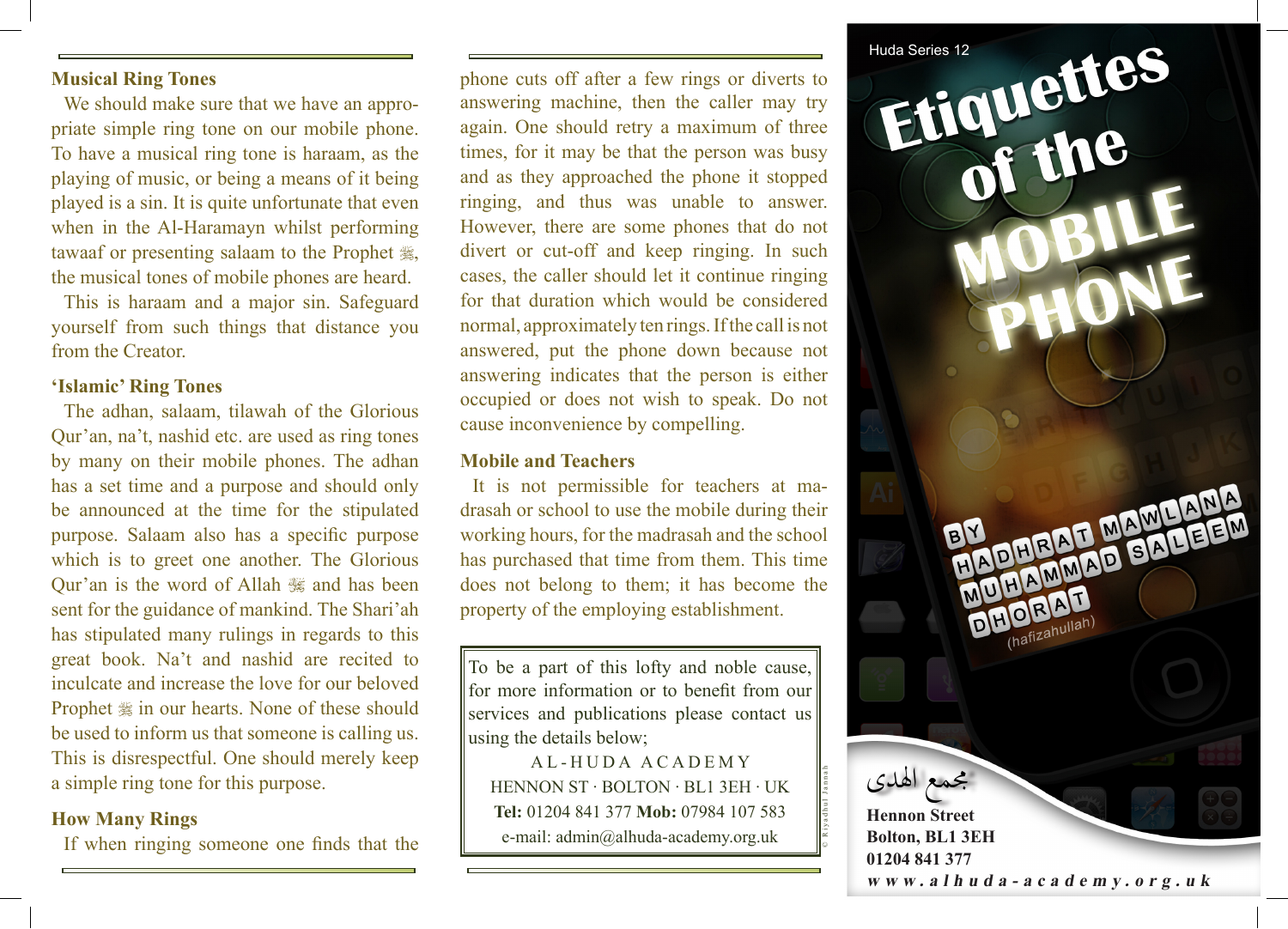### Musical Ring Tones

We should make sure that we have an appropriate simple ring tone on our mobile phone. To have a musical ring tone is haraam, as the playing of music, or being a means of it being played is a sin. It is quite unfortunate that even when in the Al-Haramayn whilst performing tawaaf or presenting salaam to the Prophet ﷺ, the musical tones of mobile phones are heard.

This is haraam and a major sin. Safeguard yourself from such things that distance you from the Creator.

### 'Islamic' Ring Tones

The adhan, salaam, tilawah of the Glorious Qur'an, na't, nashid etc. are used as ring tones by many on their mobile phones. The adhan has a set time and a purpose and should only be announced at the time for the stipulated purpose. Salaam also has a specific purpose which is to greet one another. The Glorious Qur'an is the word of Allah ﷻ and has been sent for the guidance of mankind. The Shari'ah has stipulated many rulings in regards to this great book. Na't and nashid are recited to inculcate and increase the love for our beloved Prophet ﷺ in our hearts. None of these should be used to inform us that someone is calling us. This is disrespectful. One should merely keep a simple ring tone for this purpose.

### How Many Rings

If when ringing someone one finds that the phone cuts off after a few rings or diverts to answering machine, then the caller may try again. One should retry a maximum of three times, for it may be that the person was busy and as they approached the phone it stopped ringing, and thus was unable to answer. However, there are some phones that do not divert or cut-off and keep ringing. In such cases, the caller should let it continue ringing for that duration which would be considered normal, approximately ten rings. If the call is not answered, put the phone down because not answering indicates that the person is either occupied or does not wish to speak. Do not cause inconvenience by compelling.

### Mobile and Teachers

It is not permissible for teachers at madrasah or school to use the mobile during their working hours, for the madrasah and the school has purchased that time from them. This time does not belong to them; it has become the property of the employing establishment.

To be a part of this lofty and noble cause, for more information or to benefit from our services and publications please contact us using the details below;

AL-HUDA ACADEMY
HENNON ST · BOLTON · BL1 3EH · UK
**Tel:** 01204 841 377 **Mob:** 07984 107 583
e-mail: admin@alhuda-academy.org.uk

© Riyadhul Jannah

Huda Series 12

# Etiquettes of the MOBILE PHONE

BY HADHRAT MAWLANA MUHAMMAD SALEEM DHORAT (hafizahullah)

مجمع الهدى

**Hennon Street**
**Bolton, BL1 3EH**
**01204 841 377**
***www.alhuda-academy.org.uk***